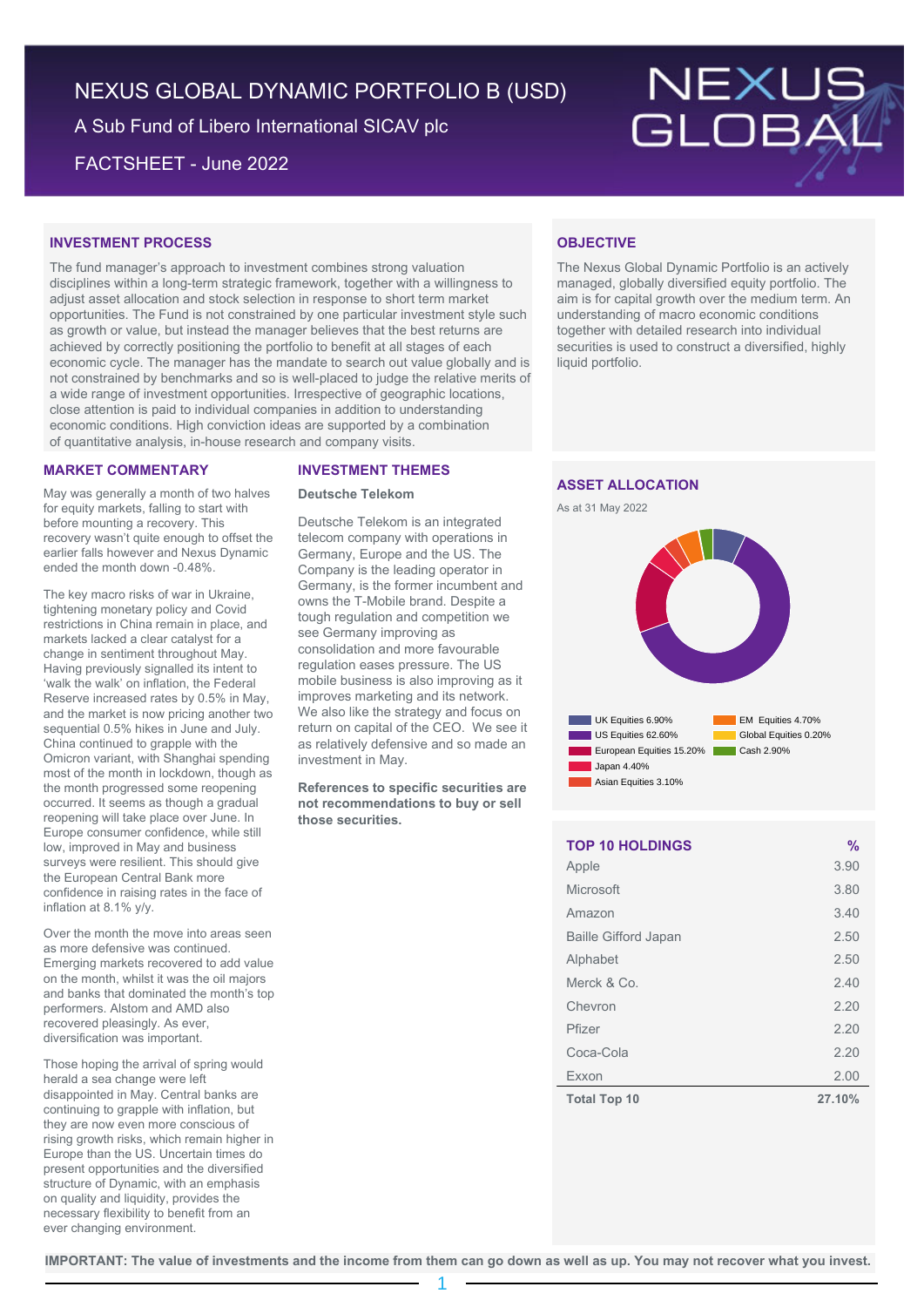# NEXUS GLOBAL DYNAMIC PORTFOLIO B (USD)

A Sub Fund of Libero International SICAV plc

FACTSHEET - June 2022

## INVESTMENT PROCESS

The fund manager's approach to investment combines strong valuation disciplines within a long-term strategic framework, together with a willingness to adjust asset allocation and stock selection in response to short term market opportunities. The Fund is not constrained by one particular investment style such as growth or value, but instead the manager believes that the best returns are achieved by correctly positioning the portfolio to benefit at all stages of each economic cycle. The manager has the mandate to search out value globally and is not constrained by benchmarks and so is well-placed to judge the relative merits of a wide range of investment opportunities. Irrespective of geographic locations, close attention is paid to individual companies in addition to understanding economic conditions. High conviction ideas are supported by a combination of quantitative analysis, in-house research and company visits.

## OBJECTIVE

The Nexus Global Dynamic Portfolio is an actively managed, globally diversified equity portfolio. The aim is for capital growth over the medium term. An understanding of macro economic conditions together with detailed research into individual securities is used to construct a diversified, highly liquid portfolio.

## MARKET COMMENTARY

May was generally a month of two halves for equity markets, falling to start with before mounting a recovery. This recovery wasn't quite enough to offset the earlier falls however and Nexus Dynamic ended the month down -0.48%.

The key macro risks of war in Ukraine, tightening monetary policy and Covid restrictions in China remain in place, and markets lacked a clear catalyst for a change in sentiment throughout May. Having previously signalled its intent to 'walk the walk' on inflation, the Federal Reserve increased rates by 0.5% in May, and the market is now pricing another two sequential 0.5% hikes in June and July. China continued to grapple with the Omicron variant, with Shanghai spending most of the month in lockdown, though as the month progressed some reopening occurred. It seems as though a gradual reopening will take place over June. In Europe consumer confidence, while still low, improved in May and business surveys were resilient. This should give the European Central Bank more confidence in raising rates in the face of inflation at 8.1% y/y.

Over the month the move into areas seen as more defensive was continued. Emerging markets recovered to add value on the month, whilst it was the oil majors and banks that dominated the month's top performers. Alstom and AMD also recovered pleasingly. As ever, diversification was important.

Those hoping the arrival of spring would herald a sea change were left disappointed in May. Central banks are continuing to grapple with inflation, but they are now even more conscious of rising growth risks, which remain higher in Europe than the US. Uncertain times do present opportunities and the diversified structure of Dynamic, with an emphasis on quality and liquidity, provides the necessary flexibility to benefit from an ever changing environment.

## INVESTMENT THEMES

### Deutsche Telekom

Deutsche Telekom is an integrated telecom company with operations in Germany, Europe and the US. The Company is the leading operator in Germany, is the former incumbent and owns the T-Mobile brand. Despite a tough regulation and competition we see Germany improving as consolidation and more favourable regulation eases pressure. The US mobile business is also improving as it improves marketing and its network. We also like the strategy and focus on return on capital of the CEO. We see it as relatively defensive and so made an investment in May.

**References to specific securities are not recommendations to buy or sell those securities.**

## ASSET ALLOCATION

As at 31 May 2022

| Asset Class | % |
|---|---|
| UK Equities | 6.90% |
| US Equities | 62.60% |
| European Equities | 15.20% |
| Japan | 4.40% |
| Asian Equities | 3.10% |
| EM Equities | 4.70% |
| Global Equities | 0.20% |
| Cash | 2.90% |

## TOP 10 HOLDINGS

| TOP 10 HOLDINGS | % |
|---|---|
| Apple | 3.90 |
| Microsoft | 3.80 |
| Amazon | 3.40 |
| Baille Gifford Japan | 2.50 |
| Alphabet | 2.50 |
| Merck & Co. | 2.40 |
| Chevron | 2.20 |
| Pfizer | 2.20 |
| Coca-Cola | 2.20 |
| Exxon | 2.00 |
| **Total Top 10** | **27.10%** |

**IMPORTANT: The value of investments and the income from them can go down as well as up. You may not recover what you invest.**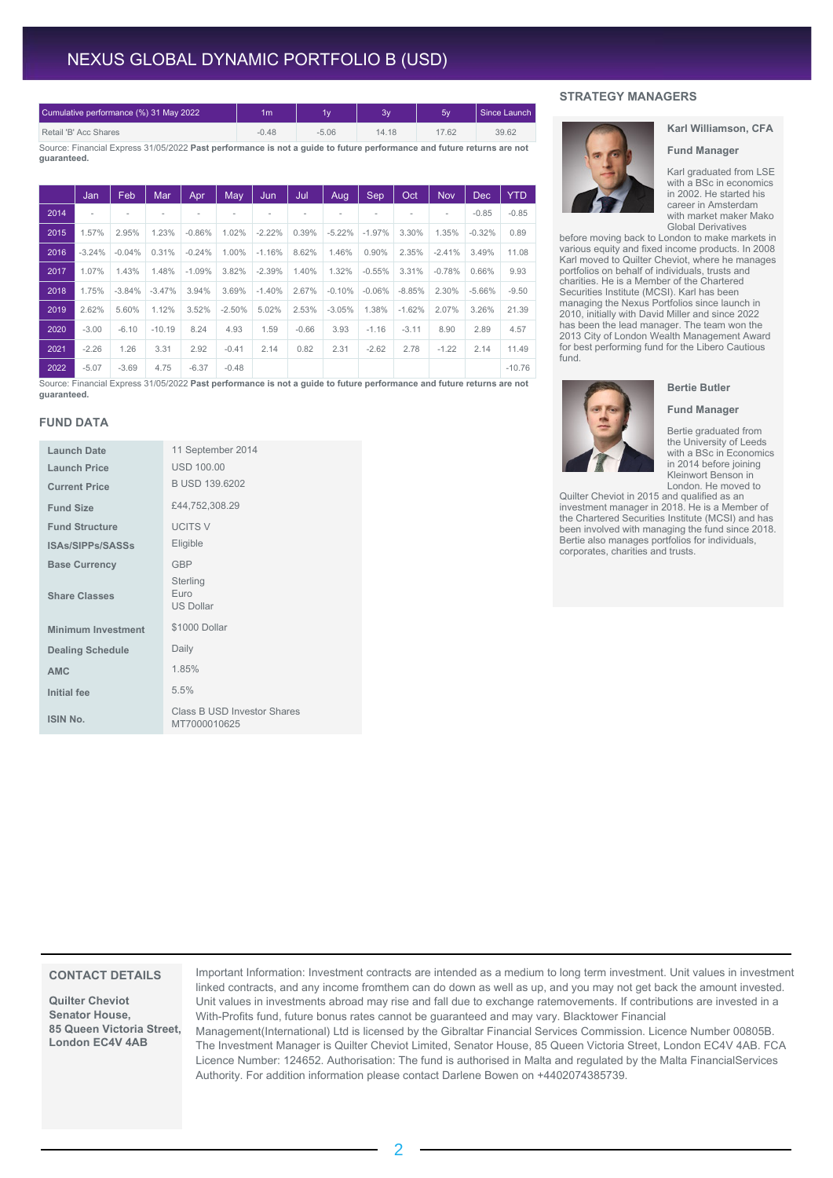// NEXUS GLOBAL DYNAMIC PORTFOLIO B (USD)

# NEXUS GLOBAL DYNAMIC PORTFOLIO B (USD)

| Cumulative performance (%) 31 May 2022 | 1m | 1y | 3y | 5y | Since Launch |
|---|---|---|---|---|---|
| Retail 'B' Acc Shares | -0.48 | -5.06 | 14.18 | 17.62 | 39.62 |

Source: Financial Express 31/05/2022 **Past performance is not a guide to future performance and future returns are not guaranteed.**

| | Jan | Feb | Mar | Apr | May | Jun | Jul | Aug | Sep | Oct | Nov | Dec | YTD |
|---|---|---|---|---|---|---|---|---|---|---|---|---|---|
| 2014 | - | - | - | - | - | - | - | - | - | - | - | -0.85 | -0.85 |
| 2015 | 1.57% | 2.95% | 1.23% | -0.86% | 1.02% | -2.22% | 0.39% | -5.22% | -1.97% | 3.30% | 1.35% | -0.32% | 0.89 |
| 2016 | -3.24% | -0.04% | 0.31% | -0.24% | 1.00% | -1.16% | 8.62% | 1.46% | 0.90% | 2.35% | -2.41% | 3.49% | 11.08 |
| 2017 | 1.07% | 1.43% | 1.48% | -1.09% | 3.82% | -2.39% | 1.40% | 1.32% | -0.55% | 3.31% | -0.78% | 0.66% | 9.93 |
| 2018 | 1.75% | -3.84% | -3.47% | 3.94% | 3.69% | -1.40% | 2.67% | -0.10% | -0.06% | -8.85% | 2.30% | -5.66% | -9.50 |
| 2019 | 2.62% | 5.60% | 1.12% | 3.52% | -2.50% | 5.02% | 2.53% | -3.05% | 1.38% | -1.62% | 2.07% | 3.26% | 21.39 |
| 2020 | -3.00 | -6.10 | -10.19 | 8.24 | 4.93 | 1.59 | -0.66 | 3.93 | -1.16 | -3.11 | 8.90 | 2.89 | 4.57 |
| 2021 | -2.26 | 1.26 | 3.31 | 2.92 | -0.41 | 2.14 | 0.82 | 2.31 | -2.62 | 2.78 | -1.22 | 2.14 | 11.49 |
| 2022 | -5.07 | -3.69 | 4.75 | -6.37 | -0.48 | | | | | | | | -10.76 |

Source: Financial Express 31/05/2022 **Past performance is not a guide to future performance and future returns are not guaranteed.**

## FUND DATA

| | |
|---|---|
| Launch Date | 11 September 2014 |
| Launch Price | USD 100.00 |
| Current Price | B USD 139.6202 |
| Fund Size | £44,752,308.29 |
| Fund Structure | UCITS V |
| ISAs/SIPPs/SASSs | Eligible |
| Base Currency | GBP |
| Share Classes | Sterling<br>Euro<br>US Dollar |
| Minimum Investment | $1000 Dollar |
| Dealing Schedule | Daily |
| AMC | 1.85% |
| Initial fee | 5.5% |
| ISIN No. | Class B USD Investor Shares<br>MT7000010625 |

## STRATEGY MANAGERS

**Karl Williamson, CFA**

**Fund Manager**

Karl graduated from LSE with a BSc in economics in 2002. He started his career in Amsterdam with market maker Mako Global Derivatives before moving back to London to make markets in various equity and fixed income products. In 2008 Karl moved to Quilter Cheviot, where he manages portfolios on behalf of individuals, trusts and charities. He is a Member of the Chartered Securities Institute (MCSI). Karl has been managing the Nexus Portfolios since launch in 2010, initially with David Miller and since 2022 has been the lead manager. The team won the 2013 City of London Wealth Management Award for best performing fund for the Libero Cautious fund.

**Bertie Butler**

**Fund Manager**

Bertie graduated from the University of Leeds with a BSc in Economics in 2014 before joining Kleinwort Benson in London. He moved to Quilter Cheviot in 2015 and qualified as an investment manager in 2018. He is a Member of the Chartered Securities Institute (MCSI) and has been involved with managing the fund since 2018. Bertie also manages portfolios for individuals, corporates, charities and trusts.

## CONTACT DETAILS

**Quilter Cheviot**
**Senator House,**
**85 Queen Victoria Street,**
**London EC4V 4AB**

Important Information: Investment contracts are intended as a medium to long term investment. Unit values in investment linked contracts, and any income fromthem can do down as well as up, and you may not get back the amount invested. Unit values in investments abroad may rise and fall due to exchange ratemovements. If contributions are invested in a With-Profits fund, future bonus rates cannot be guaranteed and may vary. Blacktower Financial Management(International) Ltd is licensed by the Gibraltar Financial Services Commission. Licence Number 00805B. The Investment Manager is Quilter Cheviot Limited, Senator House, 85 Queen Victoria Street, London EC4V 4AB. FCA Licence Number: 124652. Authorisation: The fund is authorised in Malta and regulated by the Malta FinancialServices Authority. For addition information please contact Darlene Bowen on +4402074385739.